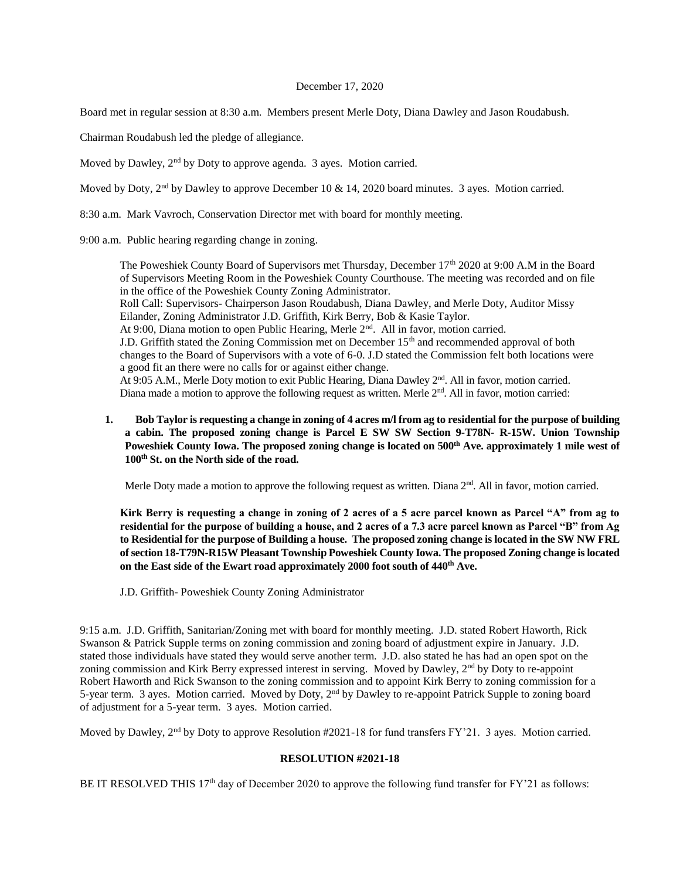December 17, 2020

Board met in regular session at 8:30 a.m. Members present Merle Doty, Diana Dawley and Jason Roudabush.

Chairman Roudabush led the pledge of allegiance.

Moved by Dawley, 2nd by Doty to approve agenda. 3 ayes. Motion carried.

Moved by Doty, 2nd by Dawley to approve December 10 & 14, 2020 board minutes. 3 ayes. Motion carried.

8:30 a.m. Mark Vavroch, Conservation Director met with board for monthly meeting.

9:00 a.m. Public hearing regarding change in zoning.

> The Poweshiek County Board of Supervisors met Thursday, December 17th 2020 at 9:00 A.M in the Board of Supervisors Meeting Room in the Poweshiek County Courthouse. The meeting was recorded and on file in the office of the Poweshiek County Zoning Administrator.
> Roll Call: Supervisors- Chairperson Jason Roudabush, Diana Dawley, and Merle Doty, Auditor Missy Eilander, Zoning Administrator J.D. Griffith, Kirk Berry, Bob & Kasie Taylor.
> At 9:00, Diana motion to open Public Hearing, Merle 2nd. All in favor, motion carried.
> J.D. Griffith stated the Zoning Commission met on December 15th and recommended approval of both changes to the Board of Supervisors with a vote of 6-0. J.D stated the Commission felt both locations were a good fit an there were no calls for or against either change.
> At 9:05 A.M., Merle Doty motion to exit Public Hearing, Diana Dawley 2nd. All in favor, motion carried.
> Diana made a motion to approve the following request as written. Merle 2nd. All in favor, motion carried:
>
> **1. Bob Taylor is requesting a change in zoning of 4 acres m/l from ag to residential for the purpose of building a cabin. The proposed zoning change is Parcel E SW SW Section 9-T78N- R-15W. Union Township Poweshiek County Iowa. The proposed zoning change is located on 500th Ave. approximately 1 mile west of 100th St. on the North side of the road.**
>
> Merle Doty made a motion to approve the following request as written. Diana 2nd. All in favor, motion carried.
>
> **Kirk Berry is requesting a change in zoning of 2 acres of a 5 acre parcel known as Parcel "A" from ag to residential for the purpose of building a house, and 2 acres of a 7.3 acre parcel known as Parcel "B" from Ag to Residential for the purpose of Building a house. The proposed zoning change is located in the SW NW FRL of section 18-T79N-R15W Pleasant Township Poweshiek County Iowa. The proposed Zoning change is located on the East side of the Ewart road approximately 2000 foot south of 440th Ave.**
>
> J.D. Griffith- Poweshiek County Zoning Administrator

9:15 a.m. J.D. Griffith, Sanitarian/Zoning met with board for monthly meeting. J.D. stated Robert Haworth, Rick Swanson & Patrick Supple terms on zoning commission and zoning board of adjustment expire in January. J.D. stated those individuals have stated they would serve another term. J.D. also stated he has had an open spot on the zoning commission and Kirk Berry expressed interest in serving. Moved by Dawley, 2nd by Doty to re-appoint Robert Haworth and Rick Swanson to the zoning commission and to appoint Kirk Berry to zoning commission for a 5-year term. 3 ayes. Motion carried. Moved by Doty, 2nd by Dawley to re-appoint Patrick Supple to zoning board of adjustment for a 5-year term. 3 ayes. Motion carried.

Moved by Dawley, 2nd by Doty to approve Resolution #2021-18 for fund transfers FY'21. 3 ayes. Motion carried.

**RESOLUTION #2021-18**

BE IT RESOLVED THIS 17th day of December 2020 to approve the following fund transfer for FY'21 as follows: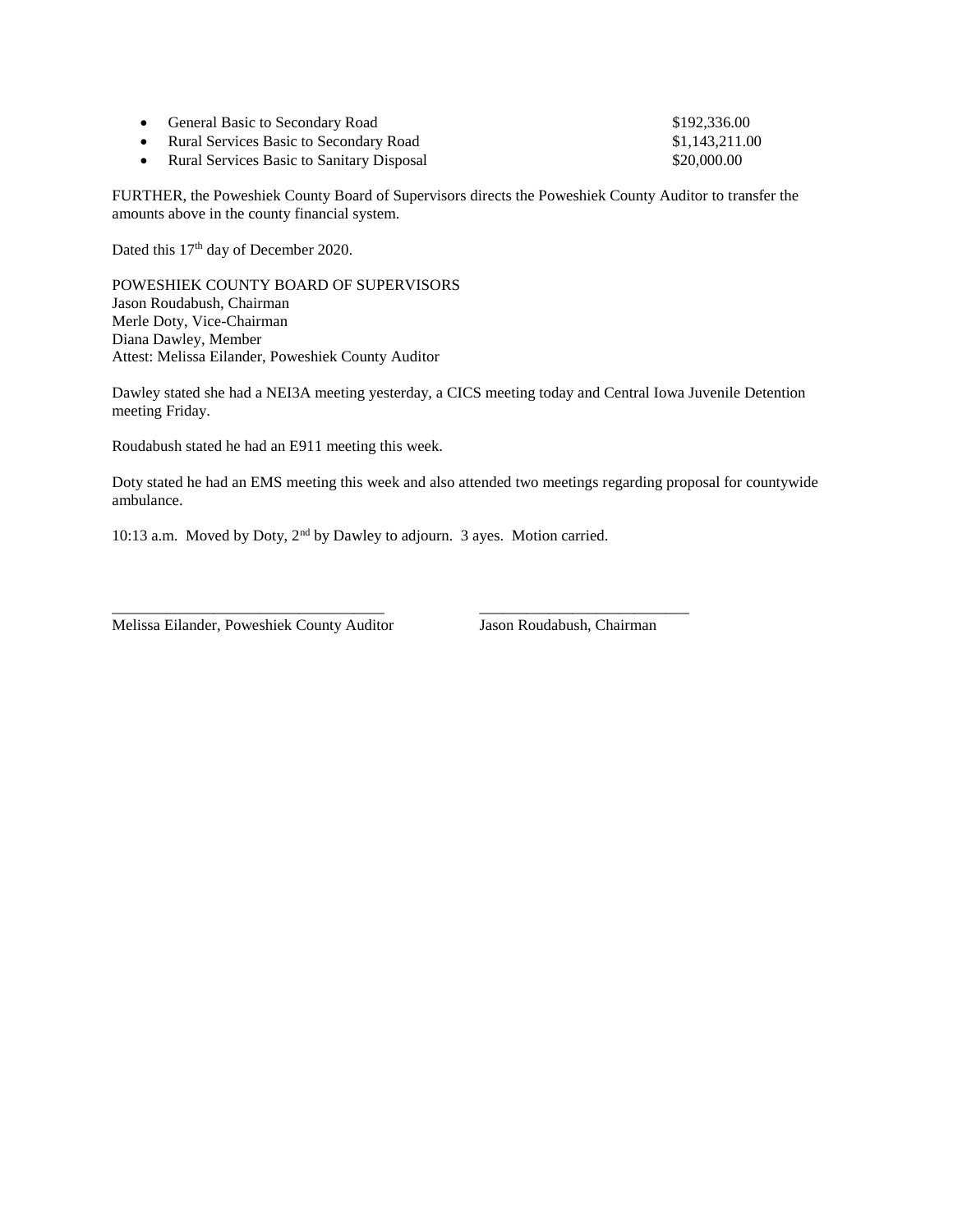- General Basic to Secondary Road $192,336.00
- Rural Services Basic to Secondary Road $1,143,211.00
- Rural Services Basic to Sanitary Disposal $20,000.00

FURTHER, the Poweshiek County Board of Supervisors directs the Poweshiek County Auditor to transfer the amounts above in the county financial system.

Dated this 17th day of December 2020.

POWESHIEK COUNTY BOARD OF SUPERVISORS
Jason Roudabush, Chairman
Merle Doty, Vice-Chairman
Diana Dawley, Member
Attest: Melissa Eilander, Poweshiek County Auditor

Dawley stated she had a NEI3A meeting yesterday, a CICS meeting today and Central Iowa Juvenile Detention meeting Friday.

Roudabush stated he had an E911 meeting this week.

Doty stated he had an EMS meeting this week and also attended two meetings regarding proposal for countywide ambulance.

10:13 a.m. Moved by Doty, 2nd by Dawley to adjourn. 3 ayes. Motion carried.

\_\_\_\_\_\_\_\_\_\_\_\_\_\_\_\_\_\_\_\_\_\_\_\_\_\_\_\_\_\_\_\_\_\_\_ \_\_\_\_\_\_\_\_\_\_\_\_\_\_\_\_\_\_\_\_\_\_\_\_\_\_\_

Melissa Eilander, Poweshiek County Auditor Jason Roudabush, Chairman